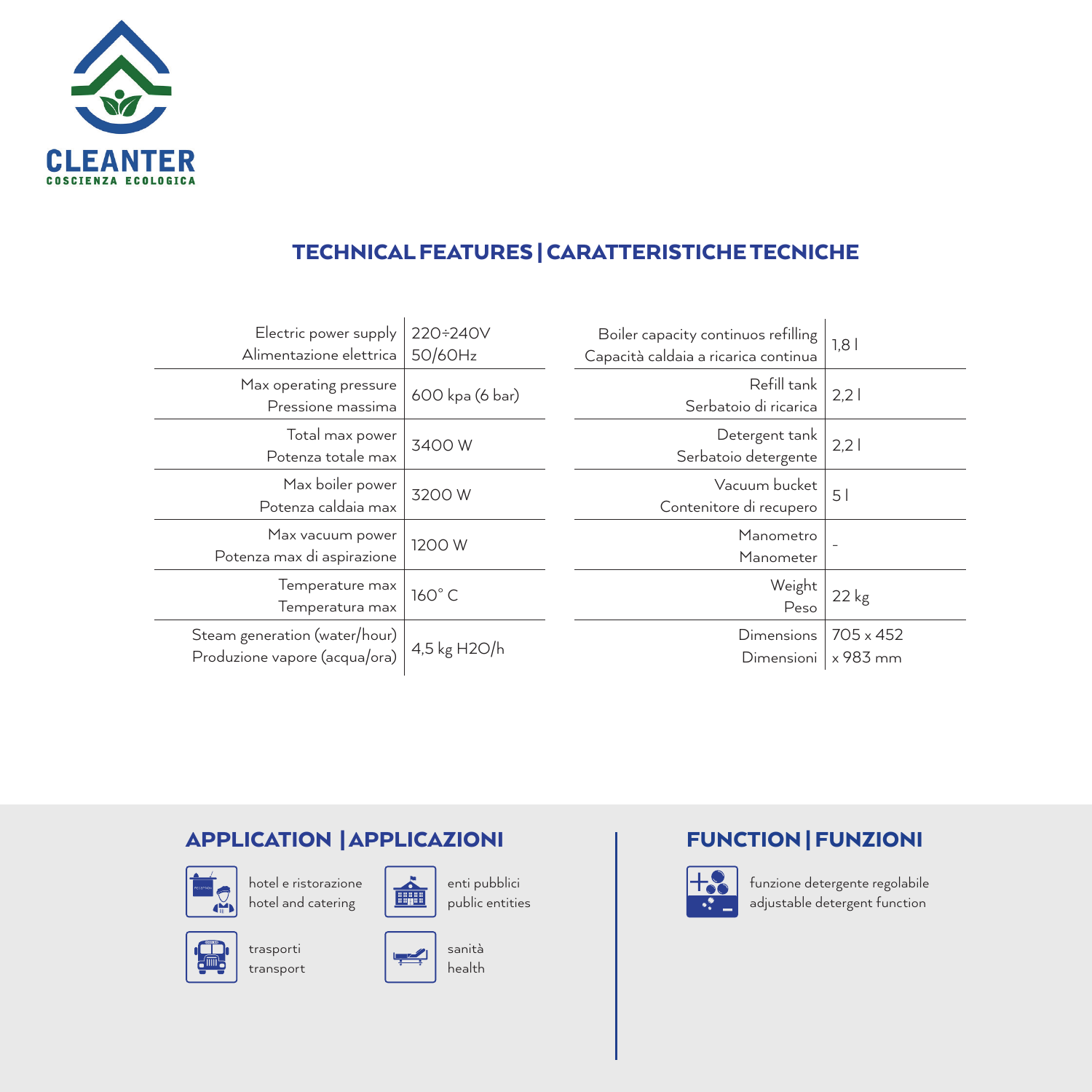CLEANTER
COSCIENZA ECOLOGICA

## TECHNICAL FEATURES | CARATTERISTICHE TECNICHE

| Feature | Value |
|---|---|
| Electric power supply / Alimentazione elettrica | 220÷240V 50/60Hz |
| Max operating pressure / Pressione massima | 600 kpa (6 bar) |
| Total max power / Potenza totale max | 3400 W |
| Max boiler power / Potenza caldaia max | 3200 W |
| Max vacuum power / Potenza max di aspirazione | 1200 W |
| Temperature max / Temperatura max | 160° C |
| Steam generation (water/hour) / Produzione vapore (acqua/ora) | 4,5 kg $H_2O$/h |

| Feature | Value |
|---|---|
| Boiler capacity continuos refilling / Capacità caldaia a ricarica continua | 1,8 l |
| Refill tank / Serbatoio di ricarica | 2,2 l |
| Detergent tank / Serbatoio detergente | 2,2 l |
| Vacuum bucket / Contenitore di recupero | 5 l |
| Manometro / Manometer | - |
| Weight / Peso | 22 kg |
| Dimensions / Dimensioni | 705 x 452 x 983 mm |

## APPLICATION | APPLICAZIONI

- hotel e ristorazione / hotel and catering
- enti pubblici / public entities
- trasporti / transport
- sanità / health

## FUNCTION | FUNZIONI

- funzione detergente regolabile / adjustable detergent function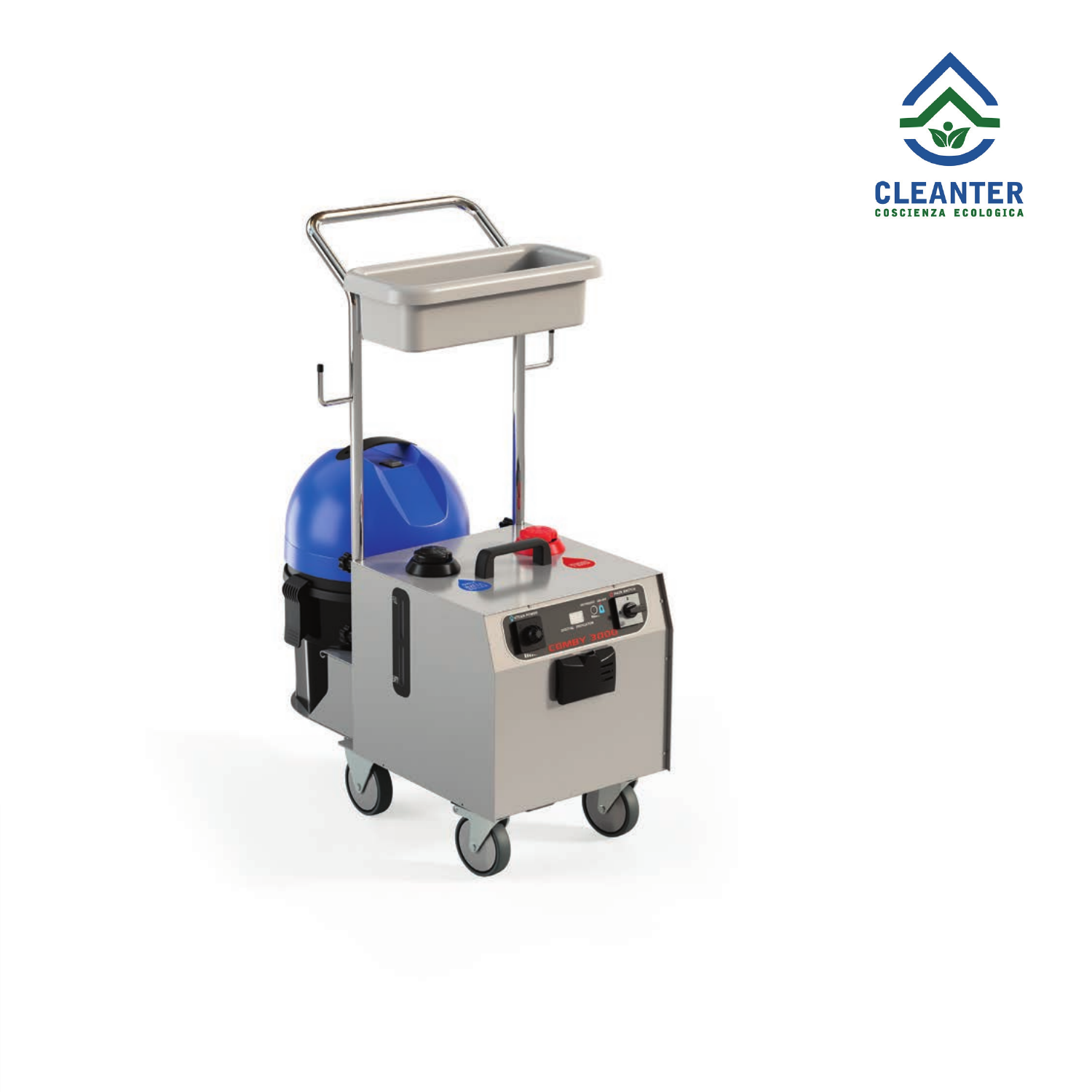CLEANTER

COSCIENZA ECOLOGICA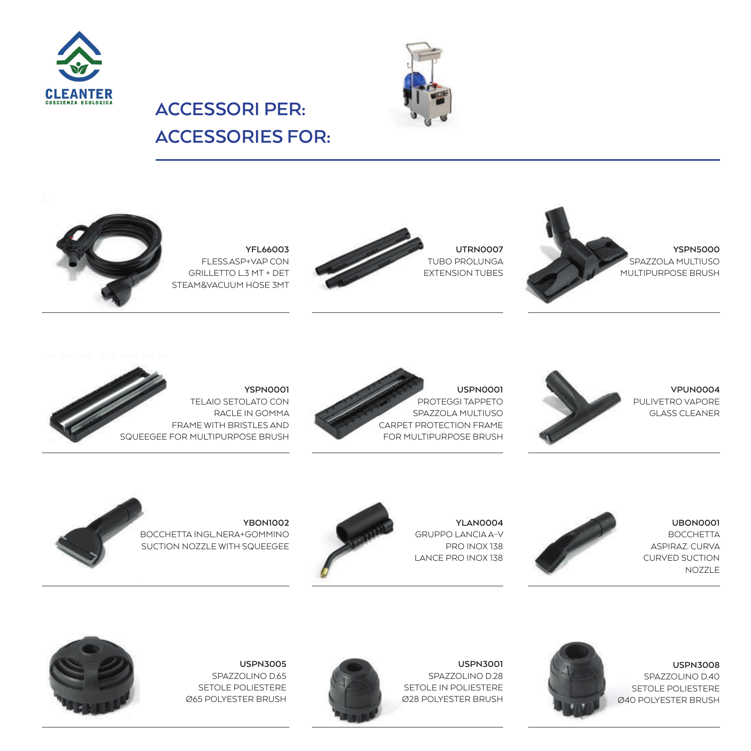CLEANTER
COSCIENZA ECOLOGICA

## ACCESSORI PER:
## ACCESSORIES FOR:

**YFL66003**
FLESS.ASP+VAP CON GRILLETTO L.3 MT + DET
STEAM&VACUUM HOSE 3MT

**UTRN0007**
TUBO PROLUNGA
EXTENSION TUBES

**YSPN5000**
SPAZZOLA MULTIUSO
MULTIPURPOSE BRUSH

**YSPN0001**
TELAIO SETOLATO CON RACLE IN GOMMA
FRAME WITH BRISTLES AND SQUEEGEE FOR MULTIPURPOSE BRUSH

**USPN0001**
PROTEGGI TAPPETO SPAZZOLA MULTIUSO
CARPET PROTECTION FRAME FOR MULTIPURPOSE BRUSH

**VPUN0004**
PULIVETRO VAPORE
GLASS CLEANER

**YBON1002**
BOCCHETTA INGL.NERA+GOMMINO
SUCTION NOZZLE WITH SQUEEGEE

**YLAN0004**
GRUPPO LANCIA A-V PRO INOX 138
LANCE PRO INOX 138

**UBON0001**
BOCCHETTA ASPIRAZ. CURVA
CURVED SUCTION NOZZLE

**USPN3005**
SPAZZOLINO D.65 SETOLE POLIESTERE
Ø65 POLYESTER BRUSH

**USPN3001**
SPAZZOLINO D.28 SETOLE IN POLIESTERE
Ø28 POLYESTER BRUSH

**USPN3008**
SPAZZOLINO D.40 SETOLE POLIESTERE
Ø40 POLYESTER BRUSH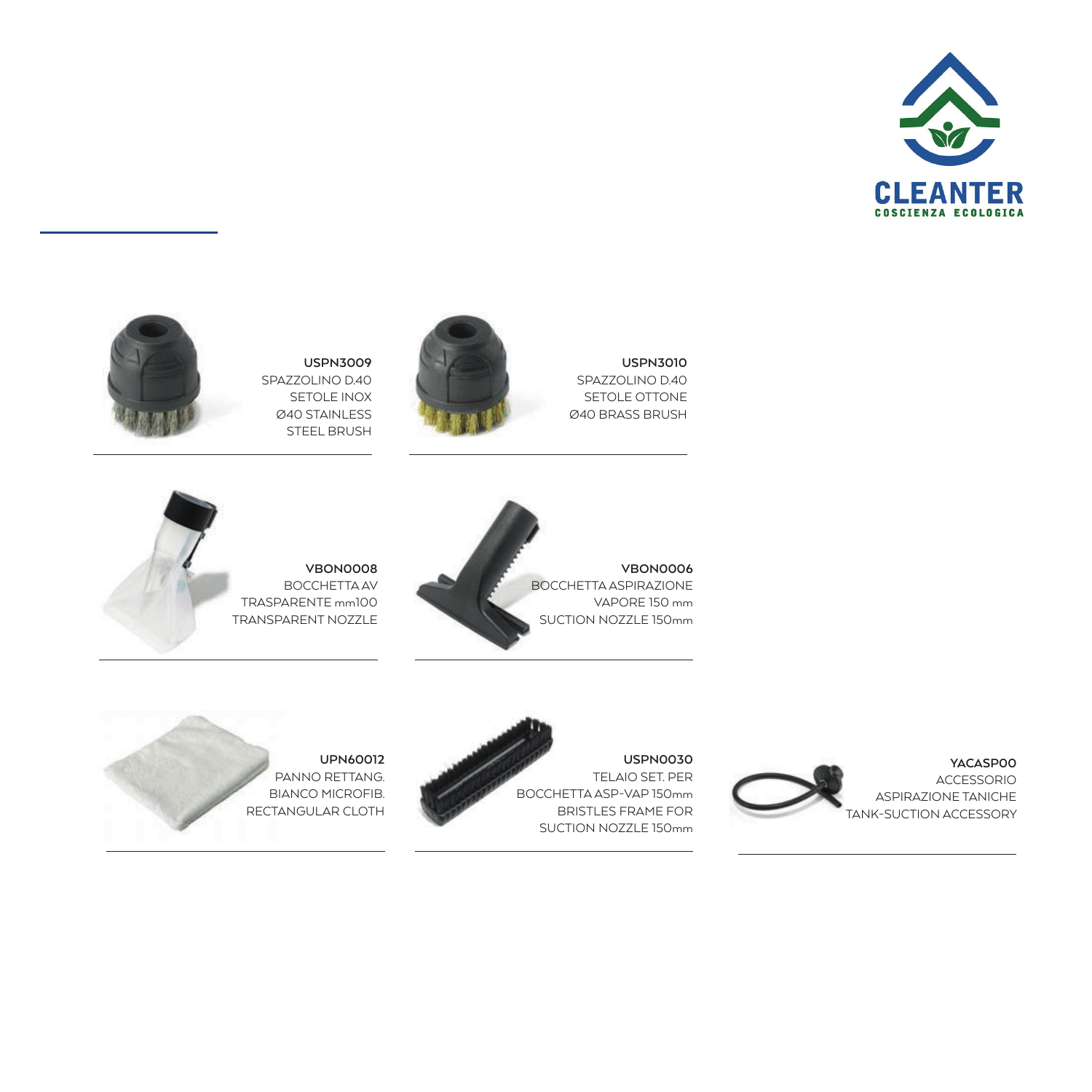CLEANTER
COSCIENZA ECOLOGICA

**USPN3009**
SPAZZOLINO D.40
SETOLE INOX
Ø40 STAINLESS
STEEL BRUSH

**USPN3010**
SPAZZOLINO D.40
SETOLE OTTONE
Ø40 BRASS BRUSH

**VBON0008**
BOCCHETTA AV
TRASPARENTE mm100
TRANSPARENT NOZZLE

**VBON0006**
BOCCHETTA ASPIRAZIONE
VAPORE 150 mm
SUCTION NOZZLE 150mm

**UPN60012**
PANNO RETTANG.
BIANCO MICROFIB.
RECTANGULAR CLOTH

**USPN0030**
TELAIO SET. PER
BOCCHETTA ASP-VAP 150mm
BRISTLES FRAME FOR
SUCTION NOZZLE 150mm

**YACASP00**
ACCESSORIO
ASPIRAZIONE TANICHE
TANK-SUCTION ACCESSORY